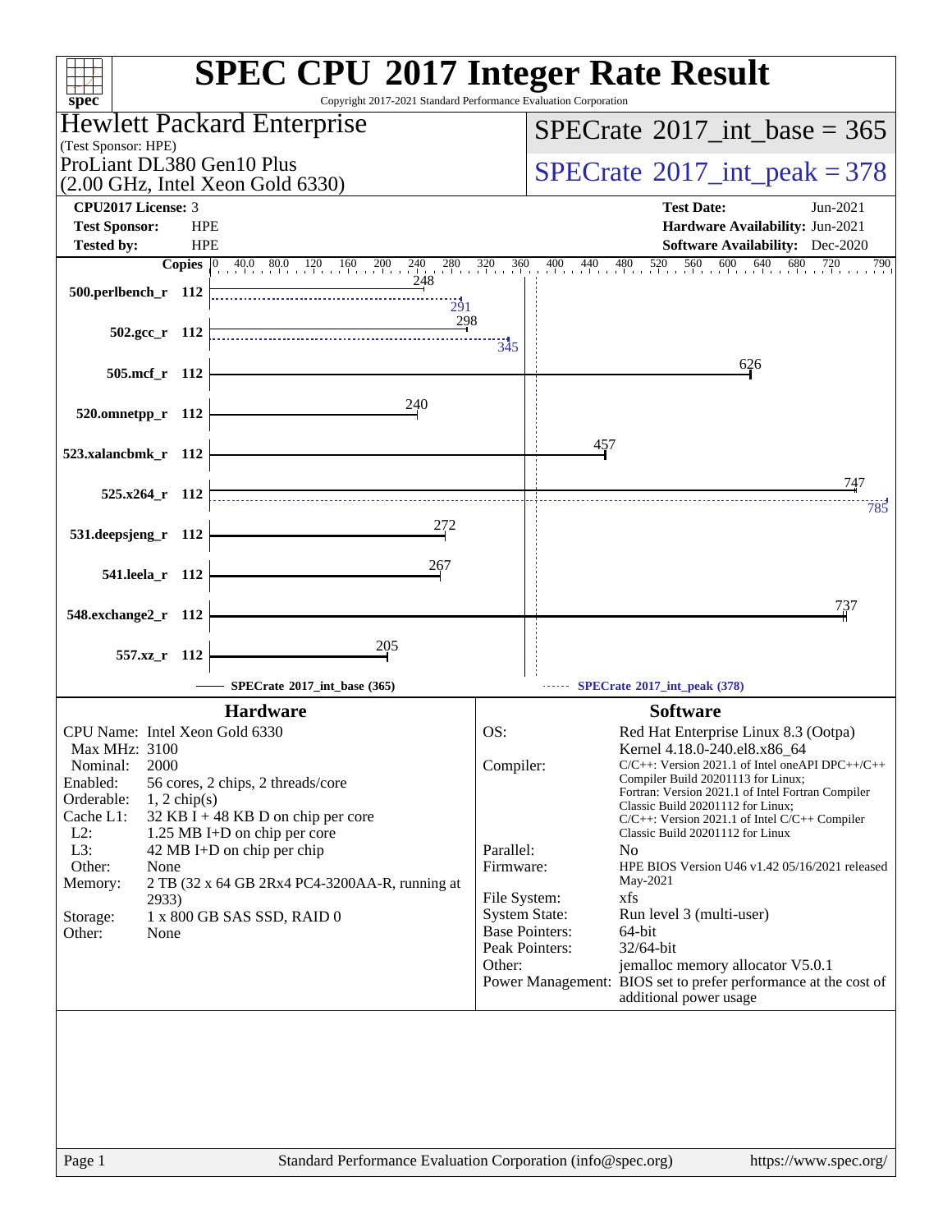# SPEC CPU 2017 Integer Rate Result

Copyright 2017-2021 Standard Performance Evaluation Corporation

**Hewlett Packard Enterprise**
(Test Sponsor: HPE)
ProLiant DL380 Gen10 Plus
(2.00 GHz, Intel Xeon Gold 6330)

**SPECrate 2017_int_base = 365**
**SPECrate 2017_int_peak = 378**

| | | | |
|---|---|---|---|
| **CPU2017 License:** | 3 | **Test Date:** | Jun-2021 |
| **Test Sponsor:** | HPE | **Hardware Availability:** | Jun-2021 |
| **Tested by:** | HPE | **Software Availability:** | Dec-2020 |

| Benchmark | Copies | Base | Peak |
|---|---|---|---|
| 500.perlbench_r | 112 | 248 | 291 |
| 502.gcc_r | 112 | 298 | 345 |
| 505.mcf_r | 112 | 626 | |
| 520.omnetpp_r | 112 | 240 | |
| 523.xalancbmk_r | 112 | 457 | |
| 525.x264_r | 112 | 747 | 785 |
| 531.deepsjeng_r | 112 | 272 | |
| 541.leela_r | 112 | 267 | |
| 548.exchange2_r | 112 | 737 | |
| 557.xz_r | 112 | 205 | |

SPECrate 2017_int_base (365) — SPECrate 2017_int_peak (378)

## Hardware

| | |
|---|---|
| CPU Name: | Intel Xeon Gold 6330 |
| Max MHz: | 3100 |
| Nominal: | 2000 |
| Enabled: | 56 cores, 2 chips, 2 threads/core |
| Orderable: | 1, 2 chip(s) |
| Cache L1: | 32 KB I + 48 KB D on chip per core |
| L2: | 1.25 MB I+D on chip per core |
| L3: | 42 MB I+D on chip per chip |
| Other: | None |
| Memory: | 2 TB (32 x 64 GB 2Rx4 PC4-3200AA-R, running at 2933) |
| Storage: | 1 x 800 GB SAS SSD, RAID 0 |
| Other: | None |

## Software

| | |
|---|---|
| OS: | Red Hat Enterprise Linux 8.3 (Ootpa) Kernel 4.18.0-240.el8.x86_64 |
| Compiler: | C/C++: Version 2021.1 of Intel oneAPI DPC++/C++ Compiler Build 20201113 for Linux; Fortran: Version 2021.1 of Intel Fortran Compiler Classic Build 20201112 for Linux; C/C++: Version 2021.1 of Intel C/C++ Compiler Classic Build 20201112 for Linux |
| Parallel: | No |
| Firmware: | HPE BIOS Version U46 v1.42 05/16/2021 released May-2021 |
| File System: | xfs |
| System State: | Run level 3 (multi-user) |
| Base Pointers: | 64-bit |
| Peak Pointers: | 32/64-bit |
| Other: | jemalloc memory allocator V5.0.1 |
| Power Management: | BIOS set to prefer performance at the cost of additional power usage |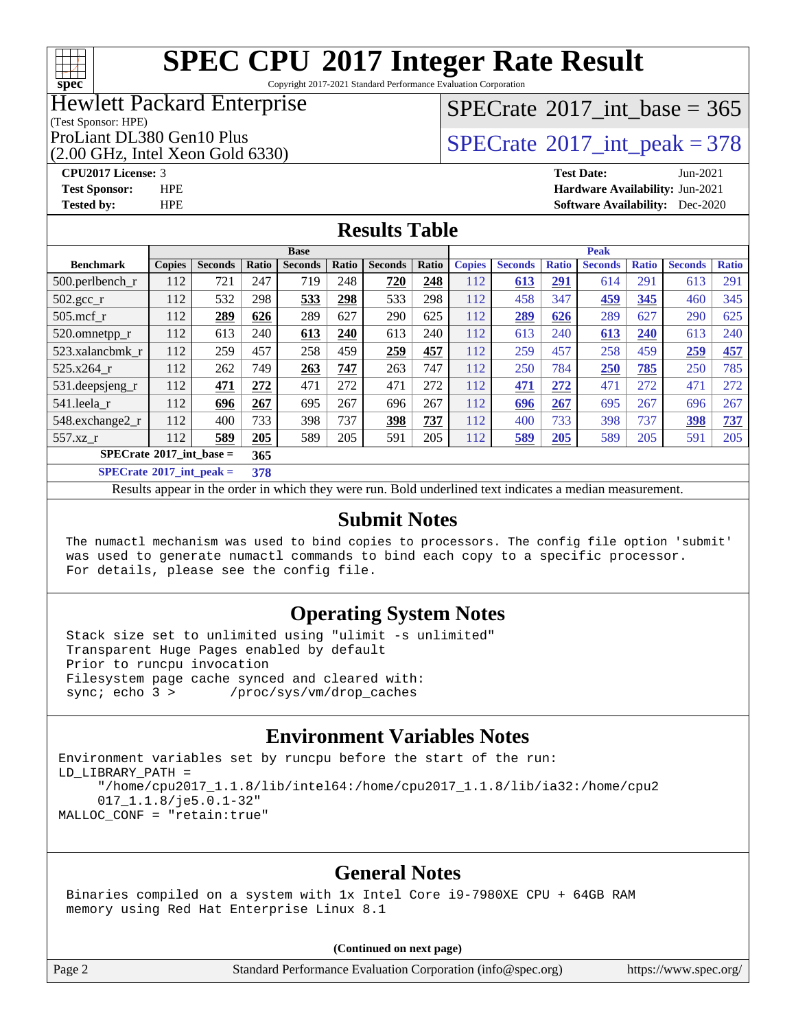# SPEC CPU 2017 Integer Rate Result

Copyright 2017-2021 Standard Performance Evaluation Corporation

**Hewlett Packard Enterprise**
(Test Sponsor: HPE)
ProLiant DL380 Gen10 Plus
(2.00 GHz, Intel Xeon Gold 6330)

SPECrate 2017_int_base = 365

SPECrate 2017_int_peak = 378

**CPU2017 License:** 3
**Test Sponsor:** HPE
**Tested by:** HPE

**Test Date:** Jun-2021
**Hardware Availability:** Jun-2021
**Software Availability:** Dec-2020

## Results Table

| Benchmark | Base | | | | | | | Peak | | | | | | |
|---|---|---|---|---|---|---|---|---|---|---|---|---|---|---|
| | Copies | Seconds | Ratio | Seconds | Ratio | Seconds | Ratio | Copies | Seconds | Ratio | Seconds | Ratio | Seconds | Ratio |
| 500.perlbench_r | 112 | 721 | 247 | 719 | 248 | **720** | **248** | 112 | **613** | **291** | 614 | 291 | 613 | 291 |
| 502.gcc_r | 112 | 532 | 298 | **533** | **298** | 533 | 298 | 112 | 458 | 347 | **459** | **345** | 460 | 345 |
| 505.mcf_r | 112 | **289** | **626** | 289 | 627 | 290 | 625 | 112 | **289** | **626** | 289 | 627 | 290 | 625 |
| 520.omnetpp_r | 112 | 613 | 240 | **613** | **240** | 613 | 240 | 112 | 613 | 240 | **613** | **240** | 613 | 240 |
| 523.xalancbmk_r | 112 | 259 | 457 | 258 | 459 | **259** | **457** | 112 | 259 | 457 | 258 | 459 | **259** | **457** |
| 525.x264_r | 112 | 262 | 749 | **263** | **747** | 263 | 747 | 112 | 250 | 784 | **250** | **785** | 250 | 785 |
| 531.deepsjeng_r | 112 | **471** | **272** | 471 | 272 | 471 | 272 | 112 | **471** | **272** | 471 | 272 | 471 | 272 |
| 541.leela_r | 112 | **696** | **267** | 695 | 267 | 696 | 267 | 112 | **696** | **267** | 695 | 267 | 696 | 267 |
| 548.exchange2_r | 112 | 400 | 733 | 398 | 737 | **398** | **737** | 112 | 400 | 733 | 398 | 737 | **398** | **737** |
| 557.xz_r | 112 | **589** | **205** | 589 | 205 | 591 | 205 | 112 | **589** | **205** | 589 | 205 | 591 | 205 |

**SPECrate 2017_int_base = 365**

**SPECrate 2017_int_peak = 378**

Results appear in the order in which they were run. Bold underlined text indicates a median measurement.

## Submit Notes

```
The numactl mechanism was used to bind copies to processors. The config file option 'submit'
was used to generate numactl commands to bind each copy to a specific processor.
For details, please see the config file.
```

## Operating System Notes

```
Stack size set to unlimited using "ulimit -s unlimited"
Transparent Huge Pages enabled by default
Prior to runcpu invocation
Filesystem page cache synced and cleared with:
sync; echo 3 >       /proc/sys/vm/drop_caches
```

## Environment Variables Notes

```
Environment variables set by runcpu before the start of the run:
LD_LIBRARY_PATH =
     "/home/cpu2017_1.1.8/lib/intel64:/home/cpu2017_1.1.8/lib/ia32:/home/cpu2
     017_1.1.8/je5.0.1-32"
MALLOC_CONF = "retain:true"
```

## General Notes

```
Binaries compiled on a system with 1x Intel Core i9-7980XE CPU + 64GB RAM
memory using Red Hat Enterprise Linux 8.1
```

**(Continued on next page)**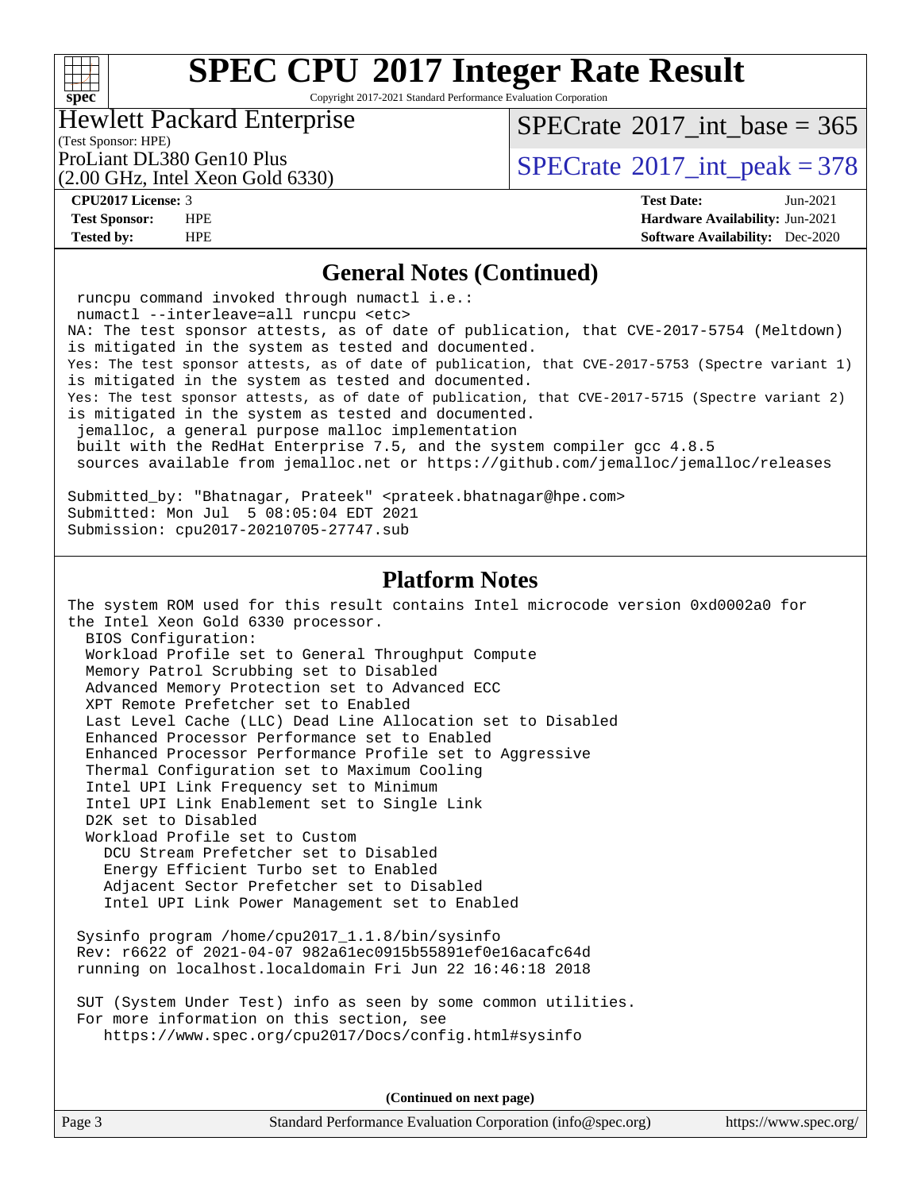# SPEC CPU 2017 Integer Rate Result

Copyright 2017-2021 Standard Performance Evaluation Corporation

Hewlett Packard Enterprise
(Test Sponsor: HPE)
ProLiant DL380 Gen10 Plus
(2.00 GHz, Intel Xeon Gold 6330)

SPECrate 2017_int_base = 365
SPECrate 2017_int_peak = 378

**CPU2017 License:** 3
**Test Sponsor:** HPE
**Tested by:** HPE

**Test Date:** Jun-2021
**Hardware Availability:** Jun-2021
**Software Availability:** Dec-2020

## General Notes (Continued)

```
 runcpu command invoked through numactl i.e.:
 numactl --interleave=all runcpu <etc>
NA: The test sponsor attests, as of date of publication, that CVE-2017-5754 (Meltdown)
is mitigated in the system as tested and documented.
Yes: The test sponsor attests, as of date of publication, that CVE-2017-5753 (Spectre variant 1)
is mitigated in the system as tested and documented.
Yes: The test sponsor attests, as of date of publication, that CVE-2017-5715 (Spectre variant 2)
is mitigated in the system as tested and documented.
 jemalloc, a general purpose malloc implementation
 built with the RedHat Enterprise 7.5, and the system compiler gcc 4.8.5
 sources available from jemalloc.net or https://github.com/jemalloc/jemalloc/releases

Submitted_by: "Bhatnagar, Prateek" <prateek.bhatnagar@hpe.com>
Submitted: Mon Jul  5 08:05:04 EDT 2021
Submission: cpu2017-20210705-27747.sub
```

## Platform Notes

```
The system ROM used for this result contains Intel microcode version 0xd0002a0 for
the Intel Xeon Gold 6330 processor.
  BIOS Configuration:
  Workload Profile set to General Throughput Compute
  Memory Patrol Scrubbing set to Disabled
  Advanced Memory Protection set to Advanced ECC
  XPT Remote Prefetcher set to Enabled
  Last Level Cache (LLC) Dead Line Allocation set to Disabled
  Enhanced Processor Performance set to Enabled
  Enhanced Processor Performance Profile set to Aggressive
  Thermal Configuration set to Maximum Cooling
  Intel UPI Link Frequency set to Minimum
  Intel UPI Link Enablement set to Single Link
  D2K set to Disabled
  Workload Profile set to Custom
    DCU Stream Prefetcher set to Disabled
    Energy Efficient Turbo set to Enabled
    Adjacent Sector Prefetcher set to Disabled
    Intel UPI Link Power Management set to Enabled

 Sysinfo program /home/cpu2017_1.1.8/bin/sysinfo
 Rev: r6622 of 2021-04-07 982a61ec0915b55891ef0e16acafc64d
 running on localhost.localdomain Fri Jun 22 16:46:18 2018

 SUT (System Under Test) info as seen by some common utilities.
 For more information on this section, see
    https://www.spec.org/cpu2017/Docs/config.html#sysinfo
```

(Continued on next page)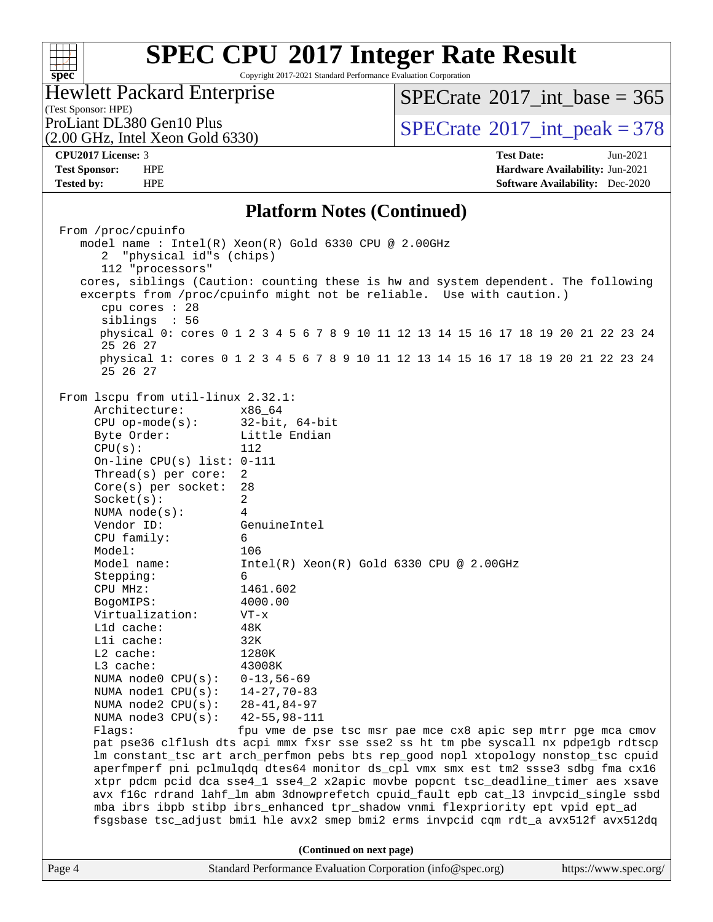# SPEC CPU 2017 Integer Rate Result

Copyright 2017-2021 Standard Performance Evaluation Corporation

**Hewlett Packard Enterprise**
(Test Sponsor: HPE)
ProLiant DL380 Gen10 Plus
(2.00 GHz, Intel Xeon Gold 6330)

SPECrate 2017_int_base = 365
SPECrate 2017_int_peak = 378

| | | | |
|---|---|---|---|
| **CPU2017 License:** | 3 | **Test Date:** | Jun-2021 |
| **Test Sponsor:** | HPE | **Hardware Availability:** | Jun-2021 |
| **Tested by:** | HPE | **Software Availability:** | Dec-2020 |

## Platform Notes (Continued)

```
From /proc/cpuinfo
   model name : Intel(R) Xeon(R) Gold 6330 CPU @ 2.00GHz
      2  "physical id"s (chips)
      112 "processors"
   cores, siblings (Caution: counting these is hw and system dependent. The following
   excerpts from /proc/cpuinfo might not be reliable.  Use with caution.)
      cpu cores : 28
      siblings  : 56
      physical 0: cores 0 1 2 3 4 5 6 7 8 9 10 11 12 13 14 15 16 17 18 19 20 21 22 23 24
      25 26 27
      physical 1: cores 0 1 2 3 4 5 6 7 8 9 10 11 12 13 14 15 16 17 18 19 20 21 22 23 24
      25 26 27

From lscpu from util-linux 2.32.1:
     Architecture:        x86_64
     CPU op-mode(s):      32-bit, 64-bit
     Byte Order:          Little Endian
     CPU(s):              112
     On-line CPU(s) list: 0-111
     Thread(s) per core:  2
     Core(s) per socket:  28
     Socket(s):           2
     NUMA node(s):        4
     Vendor ID:           GenuineIntel
     CPU family:          6
     Model:               106
     Model name:          Intel(R) Xeon(R) Gold 6330 CPU @ 2.00GHz
     Stepping:            6
     CPU MHz:             1461.602
     BogoMIPS:            4000.00
     Virtualization:      VT-x
     L1d cache:           48K
     L1i cache:           32K
     L2 cache:            1280K
     L3 cache:            43008K
     NUMA node0 CPU(s):   0-13,56-69
     NUMA node1 CPU(s):   14-27,70-83
     NUMA node2 CPU(s):   28-41,84-97
     NUMA node3 CPU(s):   42-55,98-111
     Flags:               fpu vme de pse tsc msr pae mce cx8 apic sep mtrr pge mca cmov
     pat pse36 clflush dts acpi mmx fxsr sse sse2 ss ht tm pbe syscall nx pdpe1gb rdtscp
     lm constant_tsc art arch_perfmon pebs bts rep_good nopl xtopology nonstop_tsc cpuid
     aperfmperf pni pclmulqdq dtes64 monitor ds_cpl vmx smx est tm2 ssse3 sdbg fma cx16
     xtpr pdcm pcid dca sse4_1 sse4_2 x2apic movbe popcnt tsc_deadline_timer aes xsave
     avx f16c rdrand lahf_lm abm 3dnowprefetch cpuid_fault epb cat_l3 invpcid_single ssbd
     mba ibrs ibpb stibp ibrs_enhanced tpr_shadow vnmi flexpriority ept vpid ept_ad
     fsgsbase tsc_adjust bmi1 hle avx2 smep bmi2 erms invpcid cqm rdt_a avx512f avx512dq
```

(Continued on next page)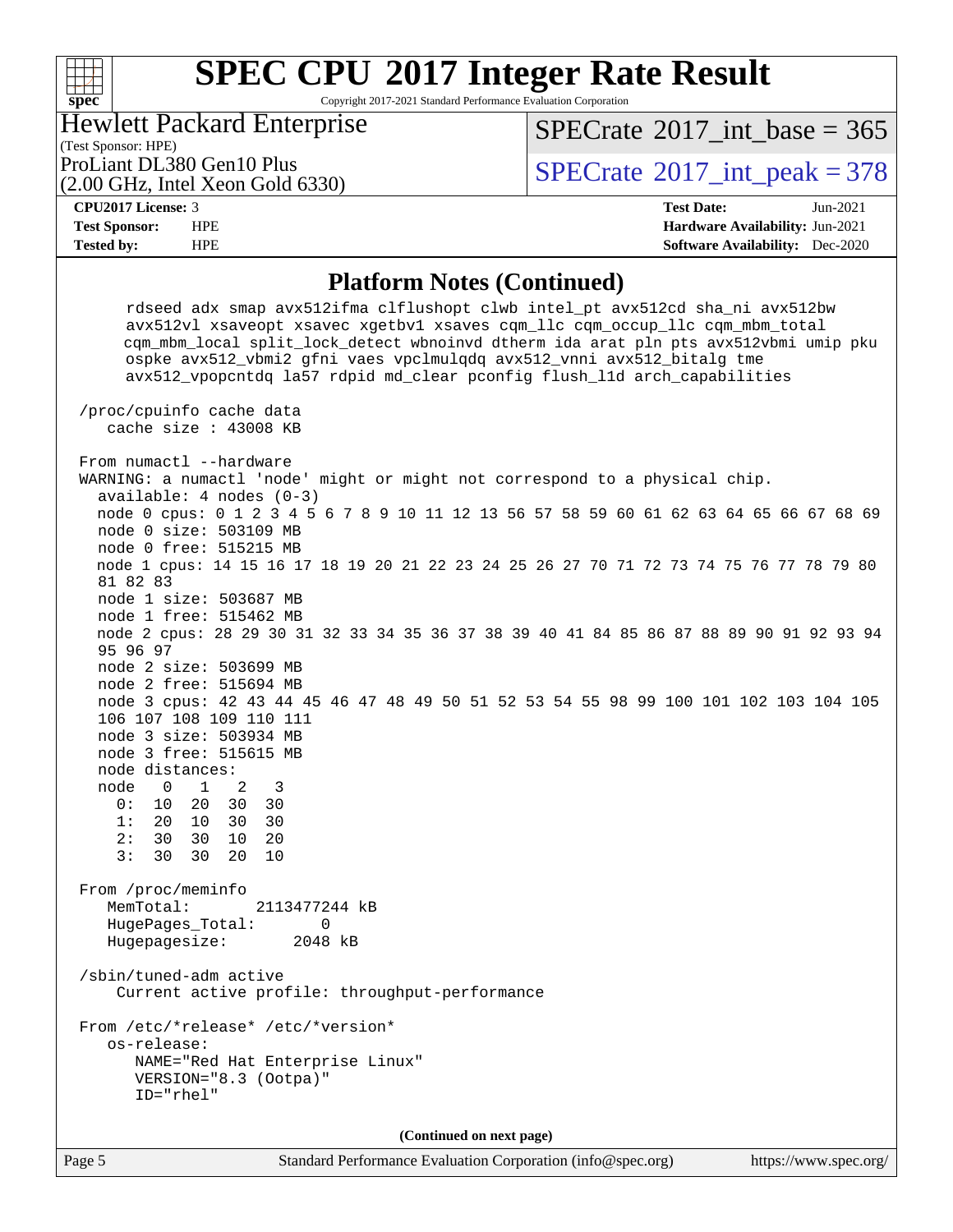## Platform Notes (Continued)

```
      rdseed adx smap avx512ifma clflushopt clwb intel_pt avx512cd sha_ni avx512bw
      avx512vl xsaveopt xsavec xgetbv1 xsaves cqm_llc cqm_occup_llc cqm_mbm_total
      cqm_mbm_local split_lock_detect wbnoinvd dtherm ida arat pln pts avx512vbmi umip pku
      ospke avx512_vbmi2 gfni vaes vpclmulqdq avx512_vnni avx512_bitalg tme
      avx512_vpopcntdq la57 rdpid md_clear pconfig flush_l1d arch_capabilities

 /proc/cpuinfo cache data
    cache size : 43008 KB

 From numactl --hardware
 WARNING: a numactl 'node' might or might not correspond to a physical chip.
   available: 4 nodes (0-3)
   node 0 cpus: 0 1 2 3 4 5 6 7 8 9 10 11 12 13 56 57 58 59 60 61 62 63 64 65 66 67 68 69
   node 0 size: 503109 MB
   node 0 free: 515215 MB
   node 1 cpus: 14 15 16 17 18 19 20 21 22 23 24 25 26 27 70 71 72 73 74 75 76 77 78 79 80
   81 82 83
   node 1 size: 503687 MB
   node 1 free: 515462 MB
   node 2 cpus: 28 29 30 31 32 33 34 35 36 37 38 39 40 41 84 85 86 87 88 89 90 91 92 93 94
   95 96 97
   node 2 size: 503699 MB
   node 2 free: 515694 MB
   node 3 cpus: 42 43 44 45 46 47 48 49 50 51 52 53 54 55 98 99 100 101 102 103 104 105
   106 107 108 109 110 111
   node 3 size: 503934 MB
   node 3 free: 515615 MB
   node distances:
   node   0   1   2   3
     0:  10  20  30  30
     1:  20  10  30  30
     2:  30  30  10  20
     3:  30  30  20  10

 From /proc/meminfo
    MemTotal:       2113477244 kB
    HugePages_Total:       0
    Hugepagesize:       2048 kB

 /sbin/tuned-adm active
     Current active profile: throughput-performance

 From /etc/*release* /etc/*version*
    os-release:
       NAME="Red Hat Enterprise Linux"
       VERSION="8.3 (Ootpa)"
       ID="rhel"
```

(Continued on next page)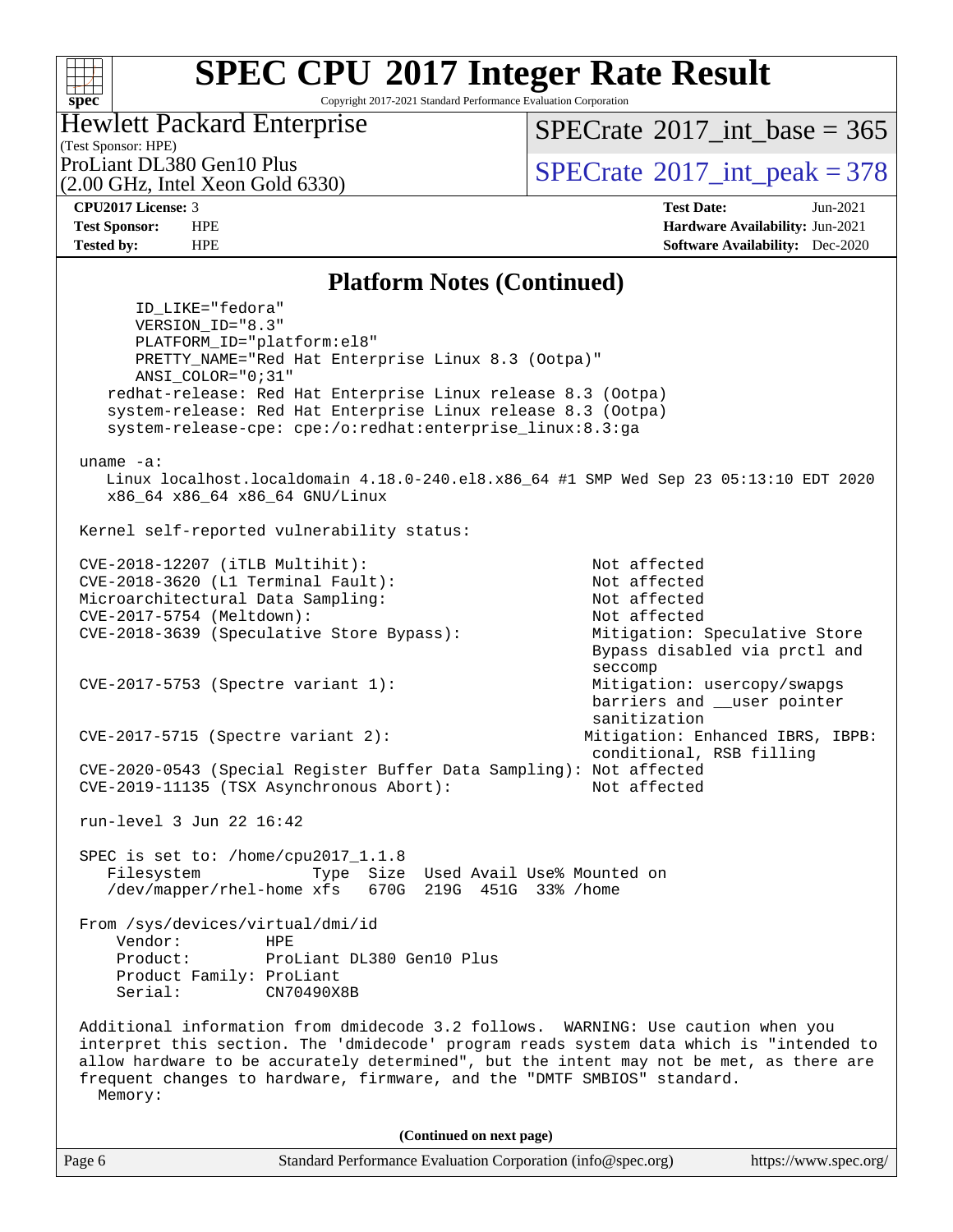## Platform Notes (Continued)

```
       ID_LIKE="fedora"
       VERSION_ID="8.3"
       PLATFORM_ID="platform:el8"
       PRETTY_NAME="Red Hat Enterprise Linux 8.3 (Ootpa)"
       ANSI_COLOR="0;31"
    redhat-release: Red Hat Enterprise Linux release 8.3 (Ootpa)
    system-release: Red Hat Enterprise Linux release 8.3 (Ootpa)
    system-release-cpe: cpe:/o:redhat:enterprise_linux:8.3:ga

 uname -a:
    Linux localhost.localdomain 4.18.0-240.el8.x86_64 #1 SMP Wed Sep 23 05:13:10 EDT 2020
    x86_64 x86_64 x86_64 GNU/Linux

 Kernel self-reported vulnerability status:

 CVE-2018-12207 (iTLB Multihit):                          Not affected
 CVE-2018-3620 (L1 Terminal Fault):                       Not affected
 Microarchitectural Data Sampling:                        Not affected
 CVE-2017-5754 (Meltdown):                                Not affected
 CVE-2018-3639 (Speculative Store Bypass):                Mitigation: Speculative Store
                                                          Bypass disabled via prctl and
                                                          seccomp
 CVE-2017-5753 (Spectre variant 1):                       Mitigation: usercopy/swapgs
                                                          barriers and __user pointer
                                                          sanitization
 CVE-2017-5715 (Spectre variant 2):                      Mitigation: Enhanced IBRS, IBPB:
                                                          conditional, RSB filling
 CVE-2020-0543 (Special Register Buffer Data Sampling): Not affected
 CVE-2019-11135 (TSX Asynchronous Abort):                 Not affected

 run-level 3 Jun 22 16:42

 SPEC is set to: /home/cpu2017_1.1.8
    Filesystem            Type  Size  Used Avail Use% Mounted on
    /dev/mapper/rhel-home xfs   670G  219G  451G  33% /home

 From /sys/devices/virtual/dmi/id
     Vendor:         HPE
     Product:        ProLiant DL380 Gen10 Plus
     Product Family: ProLiant
     Serial:         CN70490X8B

 Additional information from dmidecode 3.2 follows.  WARNING: Use caution when you
 interpret this section. The 'dmidecode' program reads system data which is "intended to
 allow hardware to be accurately determined", but the intent may not be met, as there are
 frequent changes to hardware, firmware, and the "DMTF SMBIOS" standard.
   Memory:
```

(Continued on next page)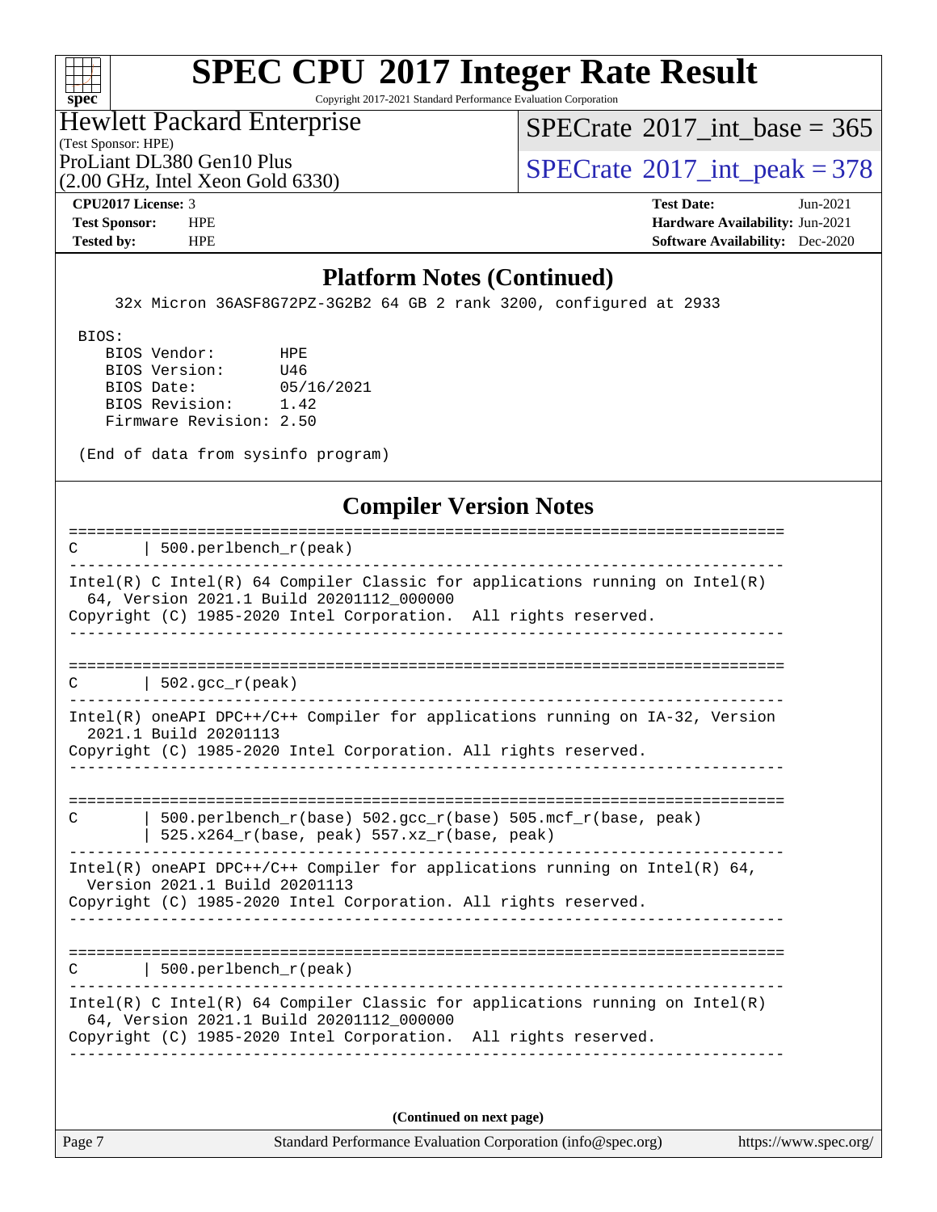# SPEC CPU 2017 Integer Rate Result

Copyright 2017-2021 Standard Performance Evaluation Corporation

Hewlett Packard Enterprise
(Test Sponsor: HPE)
ProLiant DL380 Gen10 Plus
(2.00 GHz, Intel Xeon Gold 6330)

SPECrate 2017_int_base = 365
SPECrate 2017_int_peak = 378

**CPU2017 License:** 3
**Test Sponsor:** HPE
**Tested by:** HPE

**Test Date:** Jun-2021
**Hardware Availability:** Jun-2021
**Software Availability:** Dec-2020

## Platform Notes (Continued)

```
     32x Micron 36ASF8G72PZ-3G2B2 64 GB 2 rank 3200, configured at 2933

 BIOS:
    BIOS Vendor:       HPE
    BIOS Version:      U46
    BIOS Date:         05/16/2021
    BIOS Revision:     1.42
    Firmware Revision: 2.50

 (End of data from sysinfo program)
```

## Compiler Version Notes

```
==============================================================================
C       | 500.perlbench_r(peak)
------------------------------------------------------------------------------
Intel(R) C Intel(R) 64 Compiler Classic for applications running on Intel(R)
  64, Version 2021.1 Build 20201112_000000
Copyright (C) 1985-2020 Intel Corporation.  All rights reserved.
------------------------------------------------------------------------------

==============================================================================
C       | 502.gcc_r(peak)
------------------------------------------------------------------------------
Intel(R) oneAPI DPC++/C++ Compiler for applications running on IA-32, Version
  2021.1 Build 20201113
Copyright (C) 1985-2020 Intel Corporation. All rights reserved.
------------------------------------------------------------------------------

==============================================================================
C       | 500.perlbench_r(base) 502.gcc_r(base) 505.mcf_r(base, peak)
        | 525.x264_r(base, peak) 557.xz_r(base, peak)
------------------------------------------------------------------------------
Intel(R) oneAPI DPC++/C++ Compiler for applications running on Intel(R) 64,
  Version 2021.1 Build 20201113
Copyright (C) 1985-2020 Intel Corporation. All rights reserved.
------------------------------------------------------------------------------

==============================================================================
C       | 500.perlbench_r(peak)
------------------------------------------------------------------------------
Intel(R) C Intel(R) 64 Compiler Classic for applications running on Intel(R)
  64, Version 2021.1 Build 20201112_000000
Copyright (C) 1985-2020 Intel Corporation.  All rights reserved.
------------------------------------------------------------------------------
```

(Continued on next page)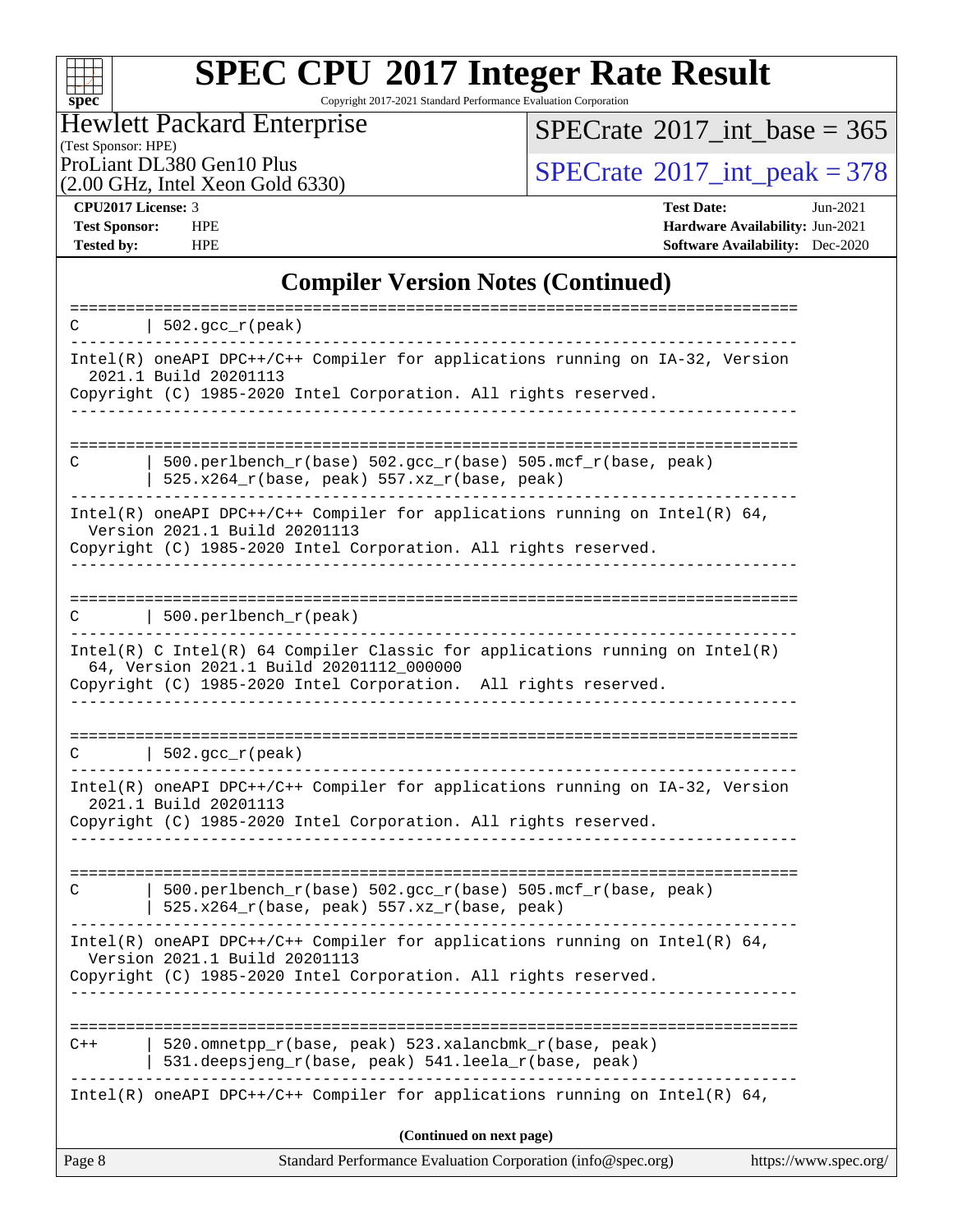# SPEC CPU 2017 Integer Rate Result

Copyright 2017-2021 Standard Performance Evaluation Corporation

**Hewlett Packard Enterprise**
(Test Sponsor: HPE)
ProLiant DL380 Gen10 Plus
(2.00 GHz, Intel Xeon Gold 6330)

SPECrate 2017_int_base = 365
SPECrate 2017_int_peak = 378

**CPU2017 License:** 3
**Test Sponsor:** HPE
**Tested by:** HPE

**Test Date:** Jun-2021
**Hardware Availability:** Jun-2021
**Software Availability:** Dec-2020

## Compiler Version Notes (Continued)

```
==============================================================================
C       | 502.gcc_r(peak)
------------------------------------------------------------------------------
Intel(R) oneAPI DPC++/C++ Compiler for applications running on IA-32, Version
  2021.1 Build 20201113
Copyright (C) 1985-2020 Intel Corporation. All rights reserved.
------------------------------------------------------------------------------

==============================================================================
C       | 500.perlbench_r(base) 502.gcc_r(base) 505.mcf_r(base, peak)
        | 525.x264_r(base, peak) 557.xz_r(base, peak)
------------------------------------------------------------------------------
Intel(R) oneAPI DPC++/C++ Compiler for applications running on Intel(R) 64,
  Version 2021.1 Build 20201113
Copyright (C) 1985-2020 Intel Corporation. All rights reserved.
------------------------------------------------------------------------------

==============================================================================
C       | 500.perlbench_r(peak)
------------------------------------------------------------------------------
Intel(R) C Intel(R) 64 Compiler Classic for applications running on Intel(R)
  64, Version 2021.1 Build 20201112_000000
Copyright (C) 1985-2020 Intel Corporation.  All rights reserved.
------------------------------------------------------------------------------

==============================================================================
C       | 502.gcc_r(peak)
------------------------------------------------------------------------------
Intel(R) oneAPI DPC++/C++ Compiler for applications running on IA-32, Version
  2021.1 Build 20201113
Copyright (C) 1985-2020 Intel Corporation. All rights reserved.
------------------------------------------------------------------------------

==============================================================================
C       | 500.perlbench_r(base) 502.gcc_r(base) 505.mcf_r(base, peak)
        | 525.x264_r(base, peak) 557.xz_r(base, peak)
------------------------------------------------------------------------------
Intel(R) oneAPI DPC++/C++ Compiler for applications running on Intel(R) 64,
  Version 2021.1 Build 20201113
Copyright (C) 1985-2020 Intel Corporation. All rights reserved.
------------------------------------------------------------------------------

==============================================================================
C++     | 520.omnetpp_r(base, peak) 523.xalancbmk_r(base, peak)
        | 531.deepsjeng_r(base, peak) 541.leela_r(base, peak)
------------------------------------------------------------------------------
Intel(R) oneAPI DPC++/C++ Compiler for applications running on Intel(R) 64,
```

**(Continued on next page)**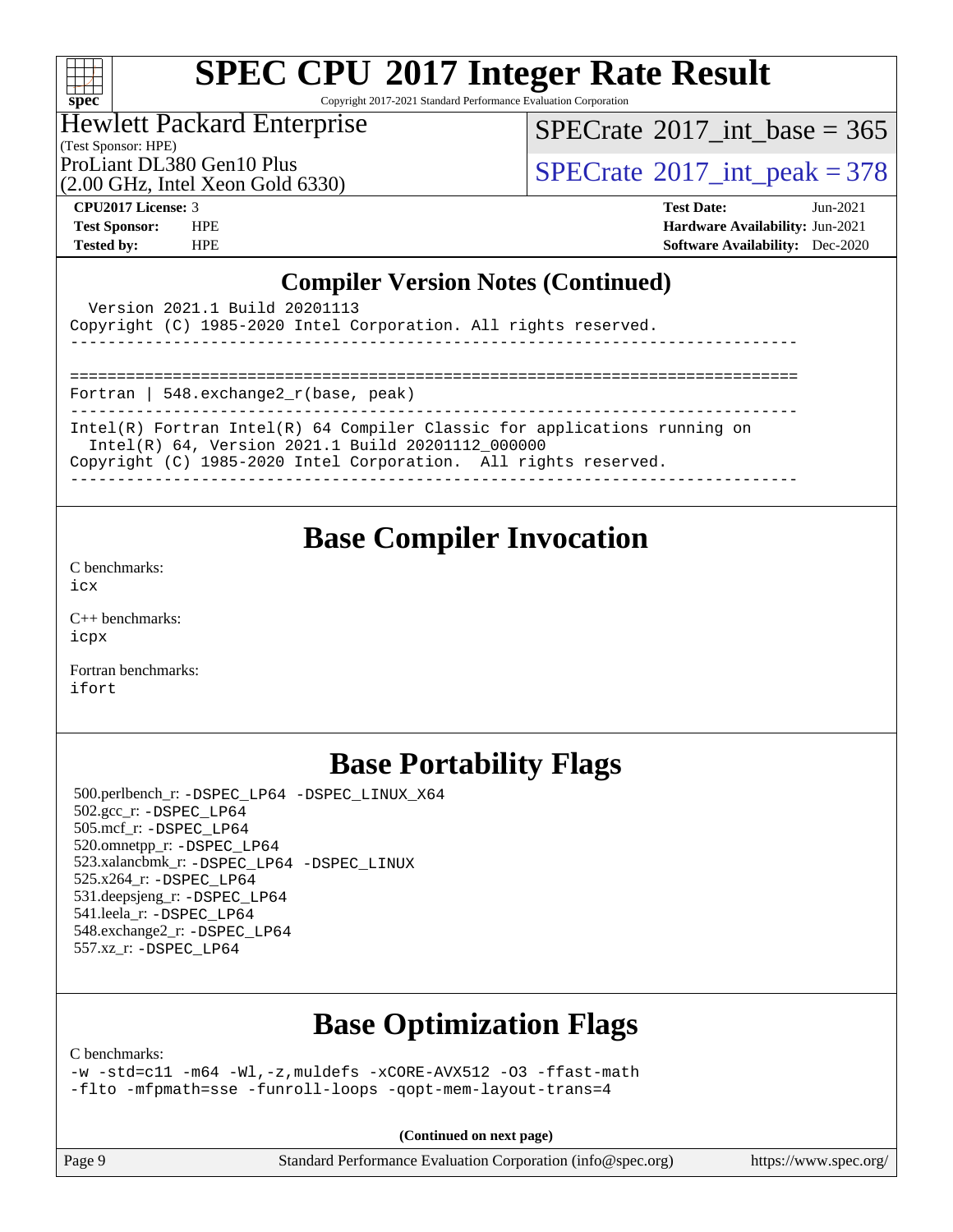# SPEC CPU 2017 Integer Rate Result

Copyright 2017-2021 Standard Performance Evaluation Corporation

**Hewlett Packard Enterprise**
(Test Sponsor: HPE)
ProLiant DL380 Gen10 Plus
(2.00 GHz, Intel Xeon Gold 6330)

SPECrate 2017_int_base = 365
SPECrate 2017_int_peak = 378

**CPU2017 License:** 3
**Test Sponsor:** HPE
**Tested by:** HPE

**Test Date:** Jun-2021
**Hardware Availability:** Jun-2021
**Software Availability:** Dec-2020

## Compiler Version Notes (Continued)

```
  Version 2021.1 Build 20201113
Copyright (C) 1985-2020 Intel Corporation. All rights reserved.
------------------------------------------------------------------------------

==============================================================================
Fortran | 548.exchange2_r(base, peak)
------------------------------------------------------------------------------
Intel(R) Fortran Intel(R) 64 Compiler Classic for applications running on
  Intel(R) 64, Version 2021.1 Build 20201112_000000
Copyright (C) 1985-2020 Intel Corporation.  All rights reserved.
------------------------------------------------------------------------------
```

## Base Compiler Invocation

C benchmarks:
`icx`

C++ benchmarks:
`icpx`

Fortran benchmarks:
`ifort`

## Base Portability Flags

500.perlbench_r: `-DSPEC_LP64 -DSPEC_LINUX_X64`
502.gcc_r: `-DSPEC_LP64`
505.mcf_r: `-DSPEC_LP64`
520.omnetpp_r: `-DSPEC_LP64`
523.xalancbmk_r: `-DSPEC_LP64 -DSPEC_LINUX`
525.x264_r: `-DSPEC_LP64`
531.deepsjeng_r: `-DSPEC_LP64`
541.leela_r: `-DSPEC_LP64`
548.exchange2_r: `-DSPEC_LP64`
557.xz_r: `-DSPEC_LP64`

## Base Optimization Flags

C benchmarks:
`-w -std=c11 -m64 -Wl,-z,muldefs -xCORE-AVX512 -O3 -ffast-math -flto -mfpmath=sse -funroll-loops -qopt-mem-layout-trans=4`

**(Continued on next page)**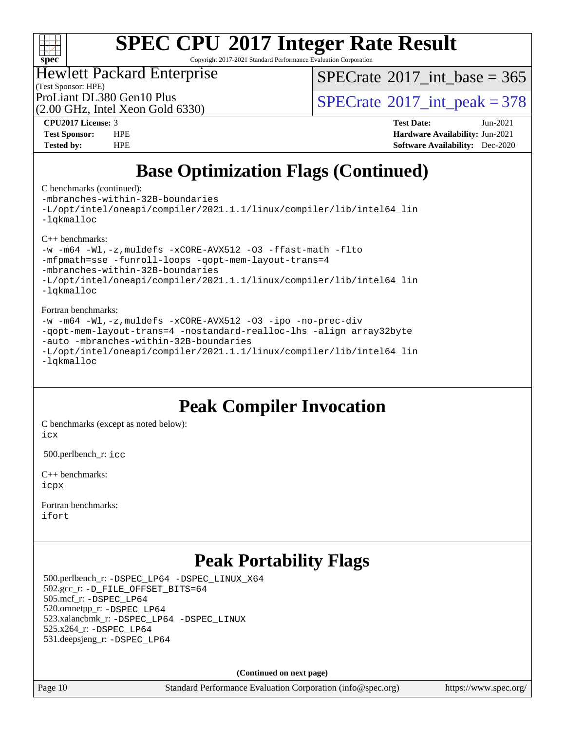## Base Optimization Flags (Continued)

C benchmarks (continued):

```
-mbranches-within-32B-boundaries
-L/opt/intel/oneapi/compiler/2021.1.1/linux/compiler/lib/intel64_lin
-lqkmalloc
```

C++ benchmarks:

```
-w -m64 -Wl,-z,muldefs -xCORE-AVX512 -O3 -ffast-math -flto
-mfpmath=sse -funroll-loops -qopt-mem-layout-trans=4
-mbranches-within-32B-boundaries
-L/opt/intel/oneapi/compiler/2021.1.1/linux/compiler/lib/intel64_lin
-lqkmalloc
```

Fortran benchmarks:

```
-w -m64 -Wl,-z,muldefs -xCORE-AVX512 -O3 -ipo -no-prec-div
-qopt-mem-layout-trans=4 -nostandard-realloc-lhs -align array32byte
-auto -mbranches-within-32B-boundaries
-L/opt/intel/oneapi/compiler/2021.1.1/linux/compiler/lib/intel64_lin
-lqkmalloc
```

## Peak Compiler Invocation

C benchmarks (except as noted below):
icx

500.perlbench_r: icc

C++ benchmarks:
icpx

Fortran benchmarks:
ifort

## Peak Portability Flags

500.perlbench_r: -DSPEC_LP64 -DSPEC_LINUX_X64
502.gcc_r: -D_FILE_OFFSET_BITS=64
505.mcf_r: -DSPEC_LP64
520.omnetpp_r: -DSPEC_LP64
523.xalancbmk_r: -DSPEC_LP64 -DSPEC_LINUX
525.x264_r: -DSPEC_LP64
531.deepsjeng_r: -DSPEC_LP64

**(Continued on next page)**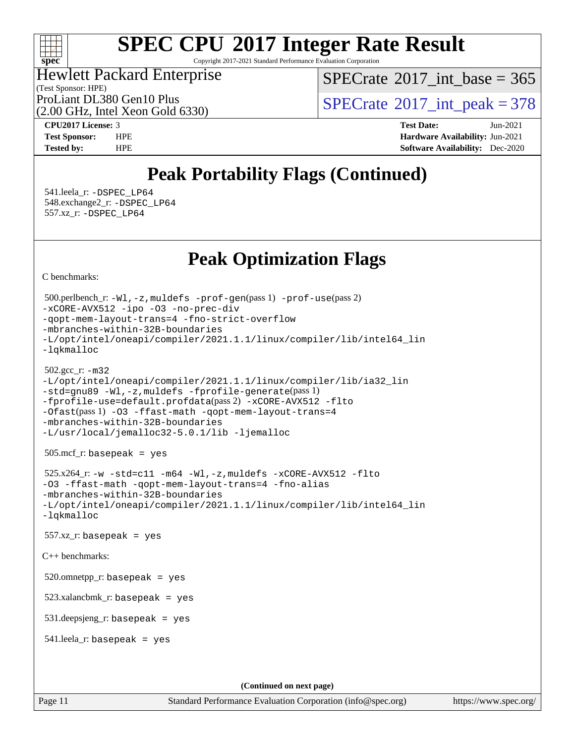# SPEC CPU 2017 Integer Rate Result

Copyright 2017-2021 Standard Performance Evaluation Corporation

Hewlett Packard Enterprise
(Test Sponsor: HPE)
ProLiant DL380 Gen10 Plus
(2.00 GHz, Intel Xeon Gold 6330)

SPECrate 2017_int_base = 365

SPECrate 2017_int_peak = 378

**CPU2017 License:** 3
**Test Sponsor:** HPE
**Tested by:** HPE

**Test Date:** Jun-2021
**Hardware Availability:** Jun-2021
**Software Availability:** Dec-2020

## Peak Portability Flags (Continued)

541.leela_r: -DSPEC_LP64
548.exchange2_r: -DSPEC_LP64
557.xz_r: -DSPEC_LP64

## Peak Optimization Flags

C benchmarks:

500.perlbench_r: -Wl,-z,muldefs -prof-gen(pass 1) -prof-use(pass 2) -xCORE-AVX512 -ipo -O3 -no-prec-div -qopt-mem-layout-trans=4 -fno-strict-overflow -mbranches-within-32B-boundaries -L/opt/intel/oneapi/compiler/2021.1.1/linux/compiler/lib/intel64_lin -lqkmalloc

502.gcc_r: -m32 -L/opt/intel/oneapi/compiler/2021.1.1/linux/compiler/lib/ia32_lin -std=gnu89 -Wl,-z,muldefs -fprofile-generate(pass 1) -fprofile-use=default.profdata(pass 2) -xCORE-AVX512 -flto -Ofast(pass 1) -O3 -ffast-math -qopt-mem-layout-trans=4 -mbranches-within-32B-boundaries -L/usr/local/jemalloc32-5.0.1/lib -ljemalloc

505.mcf_r: basepeak = yes

525.x264_r: -w -std=c11 -m64 -Wl,-z,muldefs -xCORE-AVX512 -flto -O3 -ffast-math -qopt-mem-layout-trans=4 -fno-alias -mbranches-within-32B-boundaries -L/opt/intel/oneapi/compiler/2021.1.1/linux/compiler/lib/intel64_lin -lqkmalloc

557.xz_r: basepeak = yes

C++ benchmarks:

520.omnetpp_r: basepeak = yes

523.xalancbmk_r: basepeak = yes

531.deepsjeng_r: basepeak = yes

541.leela_r: basepeak = yes

**(Continued on next page)**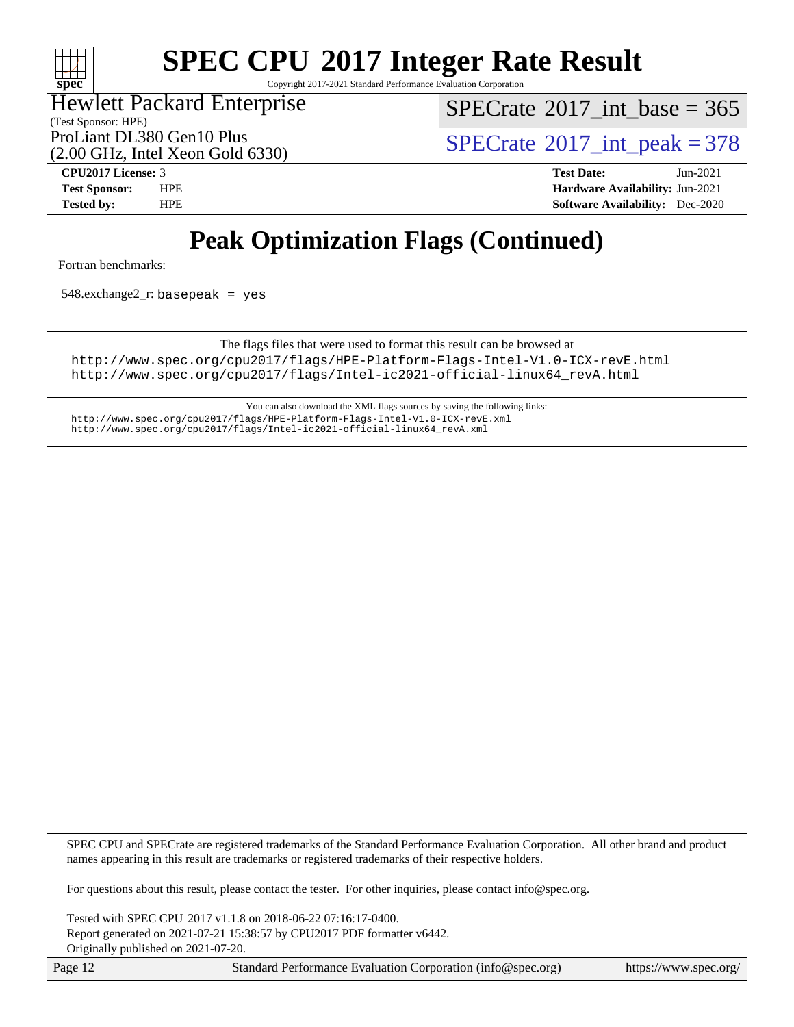# Peak Optimization Flags (Continued)

Fortran benchmarks:

548.exchange2_r: basepeak = yes

The flags files that were used to format this result can be browsed at

http://www.spec.org/cpu2017/flags/HPE-Platform-Flags-Intel-V1.0-ICX-revE.html
http://www.spec.org/cpu2017/flags/Intel-ic2021-official-linux64_revA.html

You can also download the XML flags sources by saving the following links:

http://www.spec.org/cpu2017/flags/HPE-Platform-Flags-Intel-V1.0-ICX-revE.xml
http://www.spec.org/cpu2017/flags/Intel-ic2021-official-linux64_revA.xml

SPEC CPU and SPECrate are registered trademarks of the Standard Performance Evaluation Corporation. All other brand and product names appearing in this result are trademarks or registered trademarks of their respective holders.

For questions about this result, please contact the tester. For other inquiries, please contact info@spec.org.

Tested with SPEC CPU 2017 v1.1.8 on 2018-06-22 07:16:17-0400.
Report generated on 2021-07-21 15:38:57 by CPU2017 PDF formatter v6442.
Originally published on 2021-07-20.